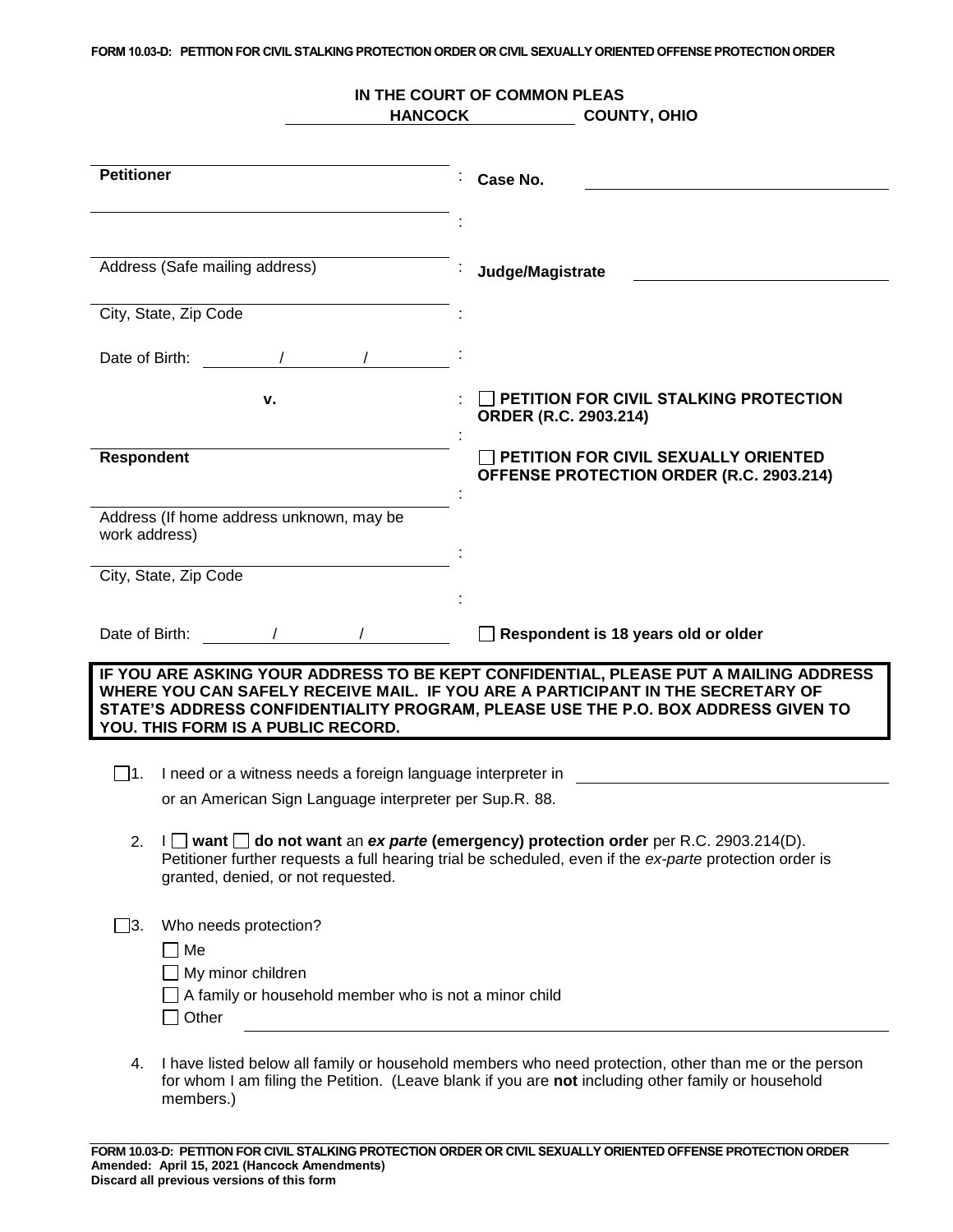**FORM 10.03-D: PETITION FOR CIVIL STALKING PROTECTION ORDER OR CIVIL SEXUALLY ORIENTED OFFENSE PROTECTION ORDER**

**IN THE COURT OF COMMON PLEAS**
**HANCOCK COUNTY, OHIO**

| | |
|---|---|
| **Petitioner** ______________________ | **Case No.** ______________________ |
| ______________________ | |
| Address (Safe mailing address) ______________________ | **Judge/Magistrate** ______________________ |
| City, State, Zip Code ______________________ | |
| Date of Birth: ____ / ____ / ____ | |
| **v.** | ☐ **PETITION FOR CIVIL STALKING PROTECTION ORDER (R.C. 2903.214)** |
| **Respondent** ______________________ | ☐ **PETITION FOR CIVIL SEXUALLY ORIENTED OFFENSE PROTECTION ORDER (R.C. 2903.214)** |
| Address (If home address unknown, may be work address) ______________________ | |
| City, State, Zip Code ______________________ | |
| Date of Birth: ____ / ____ / ____ | ☐ **Respondent is 18 years old or older** |

**IF YOU ARE ASKING YOUR ADDRESS TO BE KEPT CONFIDENTIAL, PLEASE PUT A MAILING ADDRESS WHERE YOU CAN SAFELY RECEIVE MAIL. IF YOU ARE A PARTICIPANT IN THE SECRETARY OF STATE'S ADDRESS CONFIDENTIALITY PROGRAM, PLEASE USE THE P.O. BOX ADDRESS GIVEN TO YOU. THIS FORM IS A PUBLIC RECORD.**

☐1. I need or a witness needs a foreign language interpreter in ______________________ or an American Sign Language interpreter per Sup.R. 88.

2. I ☐ **want** ☐ **do not want** an ***ex parte*** **(emergency) protection order** per R.C. 2903.214(D). Petitioner further requests a full hearing trial be scheduled, even if the *ex-parte* protection order is granted, denied, or not requested.

☐3. Who needs protection?

- ☐ Me
- ☐ My minor children
- ☐ A family or household member who is not a minor child
- ☐ Other ______________________

4. I have listed below all family or household members who need protection, other than me or the person for whom I am filing the Petition. (Leave blank if you are **not** including other family or household members.)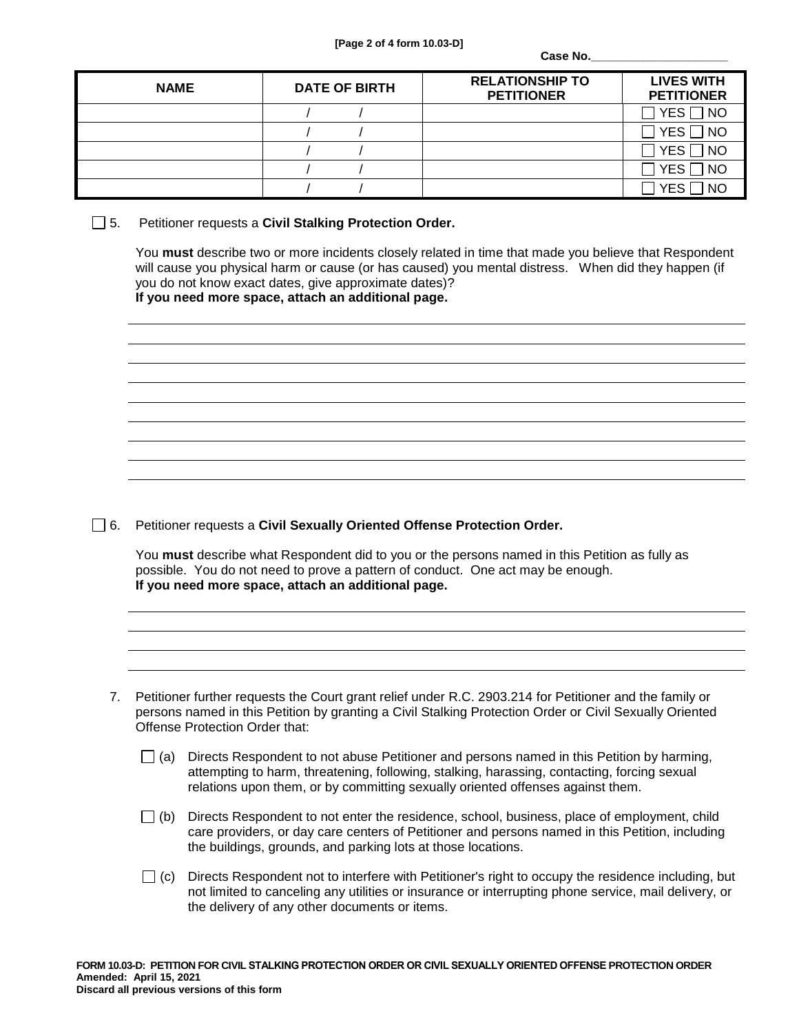Case No.\_\_\_\_\_\_\_\_\_\_\_\_\_\_\_\_\_\_\_\_\_

| NAME | DATE OF BIRTH | RELATIONSHIP TO PETITIONER | LIVES WITH PETITIONER |
|---|---|---|---|
| | / / | | ☐ YES ☐ NO |
| | / / | | ☐ YES ☐ NO |
| | / / | | ☐ YES ☐ NO |
| | / / | | ☐ YES ☐ NO |
| | / / | | ☐ YES ☐ NO |

☐ 5. Petitioner requests a **Civil Stalking Protection Order.**

You **must** describe two or more incidents closely related in time that made you believe that Respondent will cause you physical harm or cause (or has caused) you mental distress. When did they happen (if you do not know exact dates, give approximate dates)?
**If you need more space, attach an additional page.**

\_\_\_\_\_\_\_\_\_\_\_\_\_\_\_\_\_\_\_\_\_\_\_\_\_\_\_\_\_\_\_\_\_\_\_\_\_\_\_\_\_\_\_\_\_\_\_\_\_\_\_\_\_\_\_\_\_\_\_\_\_\_\_\_\_\_\_\_\_\_\_\_\_\_\_\_\_\_

\_\_\_\_\_\_\_\_\_\_\_\_\_\_\_\_\_\_\_\_\_\_\_\_\_\_\_\_\_\_\_\_\_\_\_\_\_\_\_\_\_\_\_\_\_\_\_\_\_\_\_\_\_\_\_\_\_\_\_\_\_\_\_\_\_\_\_\_\_\_\_\_\_\_\_\_\_\_

\_\_\_\_\_\_\_\_\_\_\_\_\_\_\_\_\_\_\_\_\_\_\_\_\_\_\_\_\_\_\_\_\_\_\_\_\_\_\_\_\_\_\_\_\_\_\_\_\_\_\_\_\_\_\_\_\_\_\_\_\_\_\_\_\_\_\_\_\_\_\_\_\_\_\_\_\_\_

\_\_\_\_\_\_\_\_\_\_\_\_\_\_\_\_\_\_\_\_\_\_\_\_\_\_\_\_\_\_\_\_\_\_\_\_\_\_\_\_\_\_\_\_\_\_\_\_\_\_\_\_\_\_\_\_\_\_\_\_\_\_\_\_\_\_\_\_\_\_\_\_\_\_\_\_\_\_

\_\_\_\_\_\_\_\_\_\_\_\_\_\_\_\_\_\_\_\_\_\_\_\_\_\_\_\_\_\_\_\_\_\_\_\_\_\_\_\_\_\_\_\_\_\_\_\_\_\_\_\_\_\_\_\_\_\_\_\_\_\_\_\_\_\_\_\_\_\_\_\_\_\_\_\_\_\_

\_\_\_\_\_\_\_\_\_\_\_\_\_\_\_\_\_\_\_\_\_\_\_\_\_\_\_\_\_\_\_\_\_\_\_\_\_\_\_\_\_\_\_\_\_\_\_\_\_\_\_\_\_\_\_\_\_\_\_\_\_\_\_\_\_\_\_\_\_\_\_\_\_\_\_\_\_\_

\_\_\_\_\_\_\_\_\_\_\_\_\_\_\_\_\_\_\_\_\_\_\_\_\_\_\_\_\_\_\_\_\_\_\_\_\_\_\_\_\_\_\_\_\_\_\_\_\_\_\_\_\_\_\_\_\_\_\_\_\_\_\_\_\_\_\_\_\_\_\_\_\_\_\_\_\_\_

\_\_\_\_\_\_\_\_\_\_\_\_\_\_\_\_\_\_\_\_\_\_\_\_\_\_\_\_\_\_\_\_\_\_\_\_\_\_\_\_\_\_\_\_\_\_\_\_\_\_\_\_\_\_\_\_\_\_\_\_\_\_\_\_\_\_\_\_\_\_\_\_\_\_\_\_\_\_

\_\_\_\_\_\_\_\_\_\_\_\_\_\_\_\_\_\_\_\_\_\_\_\_\_\_\_\_\_\_\_\_\_\_\_\_\_\_\_\_\_\_\_\_\_\_\_\_\_\_\_\_\_\_\_\_\_\_\_\_\_\_\_\_\_\_\_\_\_\_\_\_\_\_\_\_\_\_

☐ 6. Petitioner requests a **Civil Sexually Oriented Offense Protection Order.**

You **must** describe what Respondent did to you or the persons named in this Petition as fully as possible. You do not need to prove a pattern of conduct. One act may be enough.
**If you need more space, attach an additional page.**

\_\_\_\_\_\_\_\_\_\_\_\_\_\_\_\_\_\_\_\_\_\_\_\_\_\_\_\_\_\_\_\_\_\_\_\_\_\_\_\_\_\_\_\_\_\_\_\_\_\_\_\_\_\_\_\_\_\_\_\_\_\_\_\_\_\_\_\_\_\_\_\_\_\_\_\_\_\_

\_\_\_\_\_\_\_\_\_\_\_\_\_\_\_\_\_\_\_\_\_\_\_\_\_\_\_\_\_\_\_\_\_\_\_\_\_\_\_\_\_\_\_\_\_\_\_\_\_\_\_\_\_\_\_\_\_\_\_\_\_\_\_\_\_\_\_\_\_\_\_\_\_\_\_\_\_\_

\_\_\_\_\_\_\_\_\_\_\_\_\_\_\_\_\_\_\_\_\_\_\_\_\_\_\_\_\_\_\_\_\_\_\_\_\_\_\_\_\_\_\_\_\_\_\_\_\_\_\_\_\_\_\_\_\_\_\_\_\_\_\_\_\_\_\_\_\_\_\_\_\_\_\_\_\_\_

\_\_\_\_\_\_\_\_\_\_\_\_\_\_\_\_\_\_\_\_\_\_\_\_\_\_\_\_\_\_\_\_\_\_\_\_\_\_\_\_\_\_\_\_\_\_\_\_\_\_\_\_\_\_\_\_\_\_\_\_\_\_\_\_\_\_\_\_\_\_\_\_\_\_\_\_\_\_

7. Petitioner further requests the Court grant relief under R.C. 2903.214 for Petitioner and the family or persons named in this Petition by granting a Civil Stalking Protection Order or Civil Sexually Oriented Offense Protection Order that:

   ☐ (a) Directs Respondent to not abuse Petitioner and persons named in this Petition by harming, attempting to harm, threatening, following, stalking, harassing, contacting, forcing sexual relations upon them, or by committing sexually oriented offenses against them.

   ☐ (b) Directs Respondent to not enter the residence, school, business, place of employment, child care providers, or day care centers of Petitioner and persons named in this Petition, including the buildings, grounds, and parking lots at those locations.

   ☐ (c) Directs Respondent not to interfere with Petitioner's right to occupy the residence including, but not limited to canceling any utilities or insurance or interrupting phone service, mail delivery, or the delivery of any other documents or items.

**FORM 10.03-D: PETITION FOR CIVIL STALKING PROTECTION ORDER OR CIVIL SEXUALLY ORIENTED OFFENSE PROTECTION ORDER**
**Amended: April 15, 2021**
**Discard all previous versions of this form**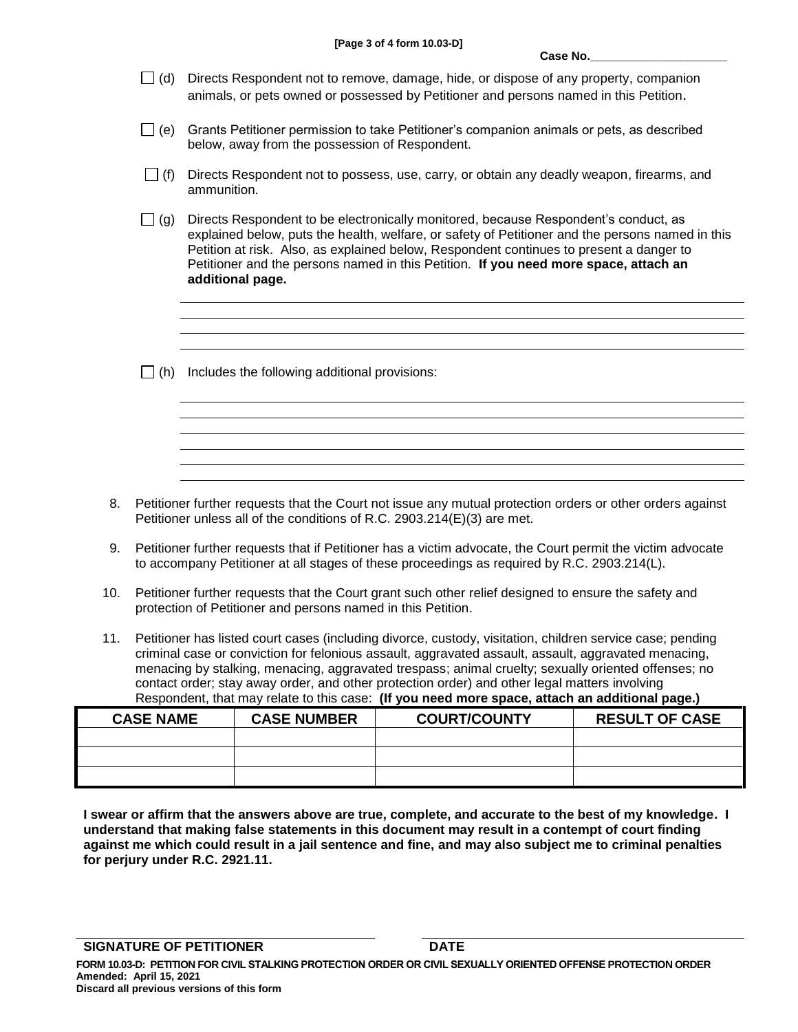Case No.____________________

- ☐ (d) Directs Respondent not to remove, damage, hide, or dispose of any property, companion animals, or pets owned or possessed by Petitioner and persons named in this Petition.

- ☐ (e) Grants Petitioner permission to take Petitioner's companion animals or pets, as described below, away from the possession of Respondent.

- ☐ (f) Directs Respondent not to possess, use, carry, or obtain any deadly weapon, firearms, and ammunition.

- ☐ (g) Directs Respondent to be electronically monitored, because Respondent's conduct, as explained below, puts the health, welfare, or safety of Petitioner and the persons named in this Petition at risk. Also, as explained below, Respondent continues to present a danger to Petitioner and the persons named in this Petition. **If you need more space, attach an additional page.**

_______________________________________________

_______________________________________________

_______________________________________________

_______________________________________________

- ☐ (h) Includes the following additional provisions:

_______________________________________________

_______________________________________________

_______________________________________________

_______________________________________________

_______________________________________________

_______________________________________________

8. Petitioner further requests that the Court not issue any mutual protection orders or other orders against Petitioner unless all of the conditions of R.C. 2903.214(E)(3) are met.

9. Petitioner further requests that if Petitioner has a victim advocate, the Court permit the victim advocate to accompany Petitioner at all stages of these proceedings as required by R.C. 2903.214(L).

10. Petitioner further requests that the Court grant such other relief designed to ensure the safety and protection of Petitioner and persons named in this Petition.

11. Petitioner has listed court cases (including divorce, custody, visitation, children service case; pending criminal case or conviction for felonious assault, aggravated assault, assault, aggravated menacing, menacing by stalking, menacing, aggravated trespass; animal cruelty; sexually oriented offenses; no contact order; stay away order, and other protection order) and other legal matters involving Respondent, that may relate to this case: **(If you need more space, attach an additional page.)**

| CASE NAME | CASE NUMBER | COURT/COUNTY | RESULT OF CASE |
| --- | --- | --- | --- |
| | | | |
| | | | |
| | | | |

**I swear or affirm that the answers above are true, complete, and accurate to the best of my knowledge. I understand that making false statements in this document may result in a contempt of court finding against me which could result in a jail sentence and fine, and may also subject me to criminal penalties for perjury under R.C. 2921.11.**

_______________________________ _______________________________

**SIGNATURE OF PETITIONER** **DATE**

**FORM 10.03-D: PETITION FOR CIVIL STALKING PROTECTION ORDER OR CIVIL SEXUALLY ORIENTED OFFENSE PROTECTION ORDER**
**Amended: April 15, 2021**
**Discard all previous versions of this form**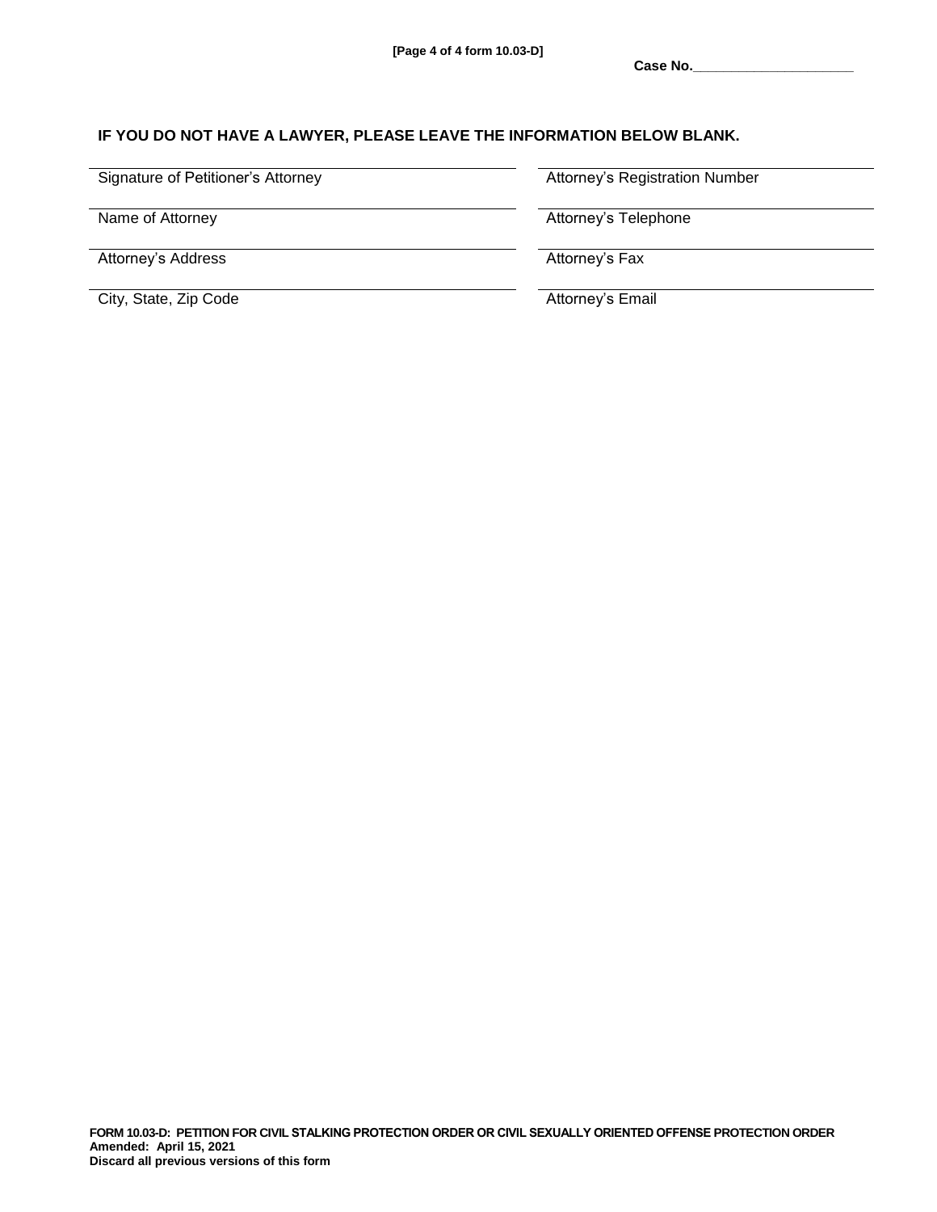Case No.____________________

**IF YOU DO NOT HAVE A LAWYER, PLEASE LEAVE THE INFORMATION BELOW BLANK.**

| | |
|---|---|
| Signature of Petitioner's Attorney | Attorney's Registration Number |
| Name of Attorney | Attorney's Telephone |
| Attorney's Address | Attorney's Fax |
| City, State, Zip Code | Attorney's Email |

**FORM 10.03-D: PETITION FOR CIVIL STALKING PROTECTION ORDER OR CIVIL SEXUALLY ORIENTED OFFENSE PROTECTION ORDER**
**Amended: April 15, 2021**
**Discard all previous versions of this form**